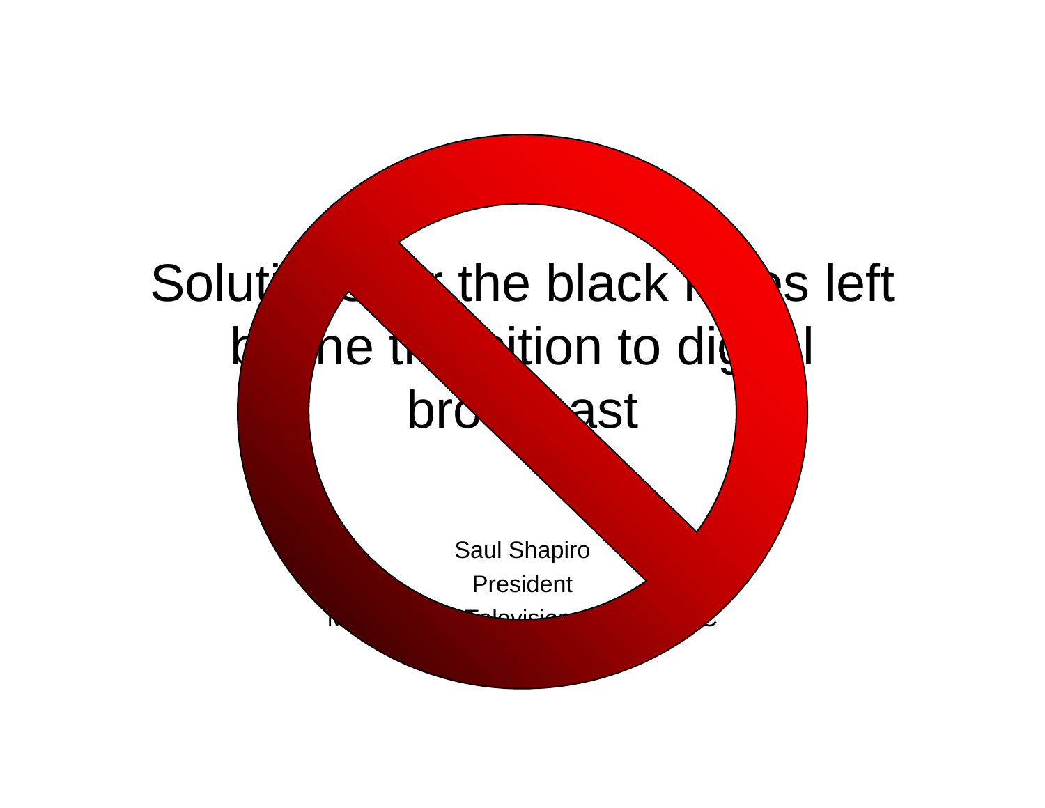# Solutions for the black holes left by the transition to digital broadcast

Saul Shapiro

President

Television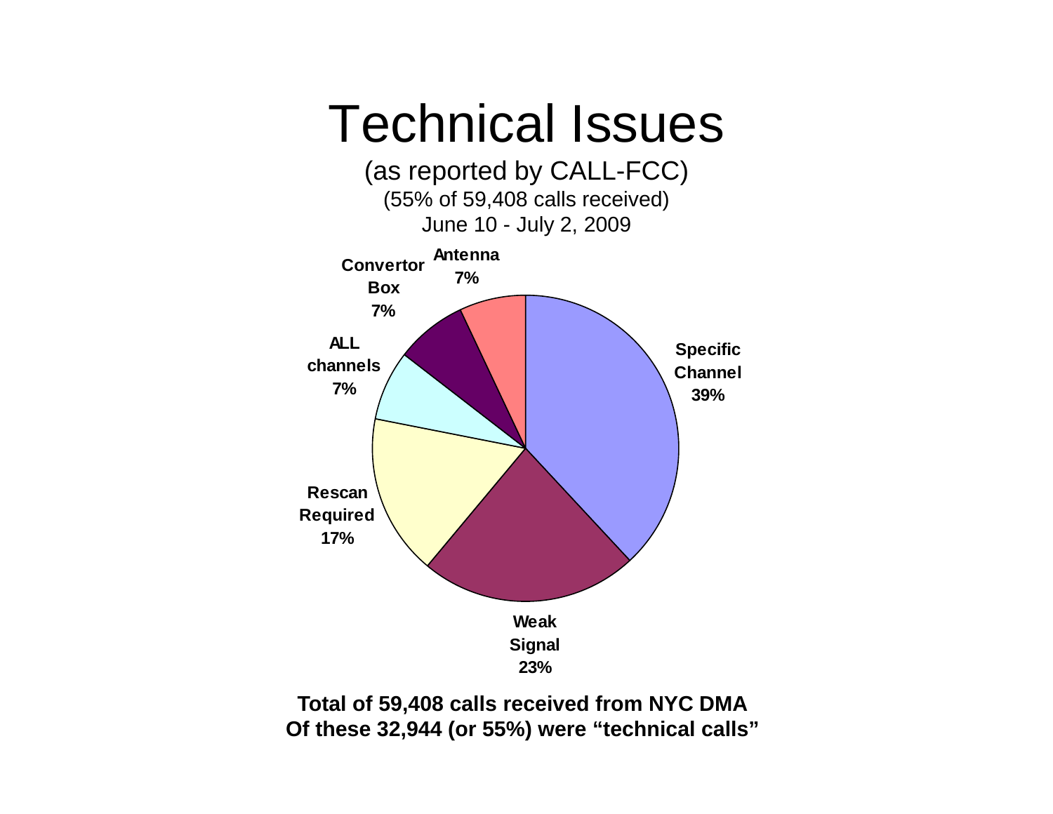# Technical Issues

(as reported by CALL-FCC)

(55% of 59,408 calls received)

June 10 - July 2, 2009

| Category | Percentage |
| --- | --- |
| Specific Channel | 39% |
| Weak Signal | 23% |
| Rescan Required | 17% |
| ALL channels | 7% |
| Convertor Box | 7% |
| Antenna | 7% |

**Total of 59,408 calls received from NYC DMA**
**Of these 32,944 (or 55%) were "technical calls"**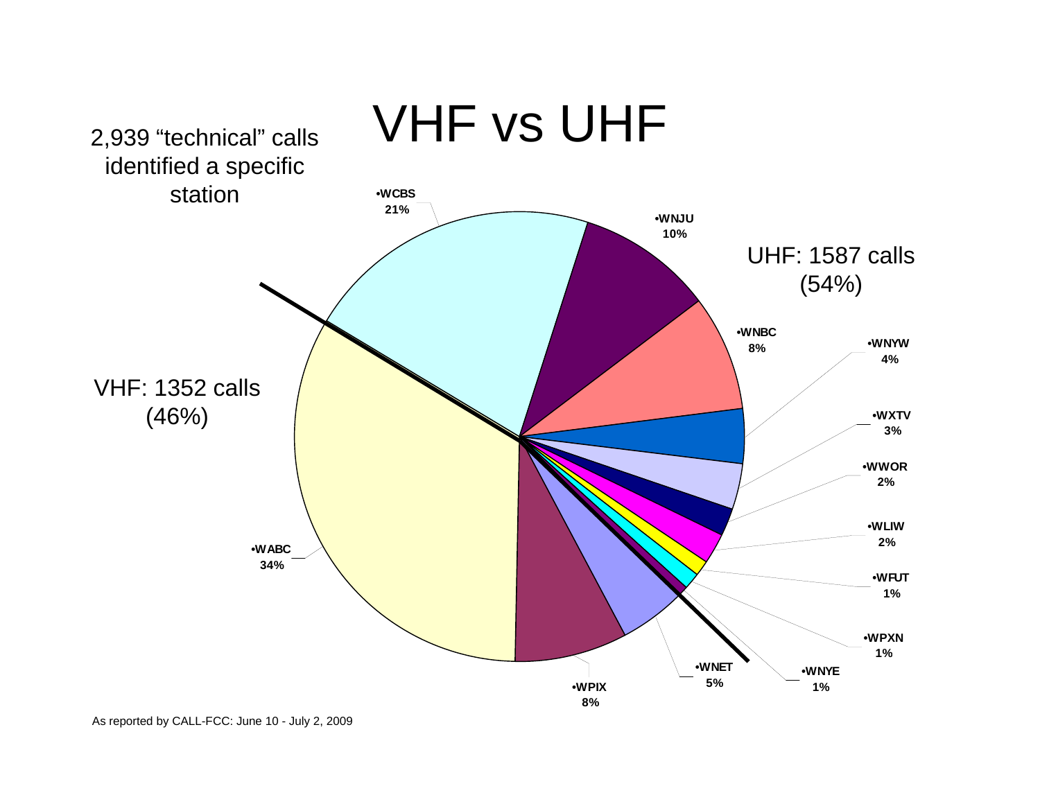# VHF vs UHF

2,939 "technical" calls identified a specific station

UHF: 1587 calls (54%)

VHF: 1352 calls (46%)

| Station | Share |
|---|---|
| WABC | 34% |
| WCBS | 21% |
| WNJU | 10% |
| WNBC | 8% |
| WNYW | 4% |
| WXTV | 3% |
| WWOR | 2% |
| WLIW | 2% |
| WFUT | 1% |
| WPXN | 1% |
| WNYE | 1% |
| WNET | 5% |
| WPIX | 8% |

As reported by CALL-FCC: June 10 - July 2, 2009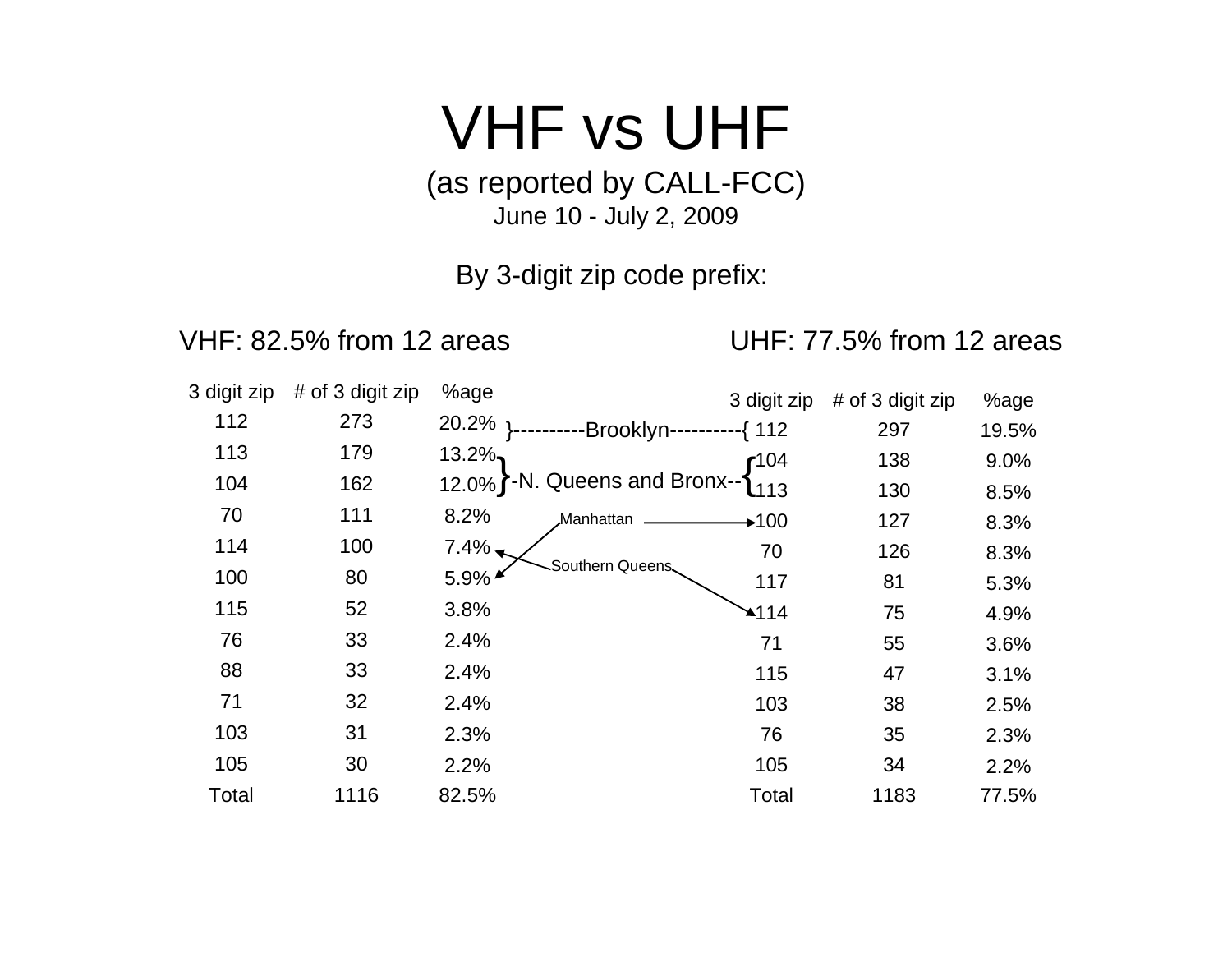# VHF vs UHF

(as reported by CALL-FCC)

June 10 - July 2, 2009

By 3-digit zip code prefix:

## VHF: 82.5% from 12 areas

| 3 digit zip | # of 3 digit zip | %age |
|---|---|---|
| 112 | 273 | 20.2% |
| 113 | 179 | 13.2% |
| 104 | 162 | 12.0% |
| 70 | 111 | 8.2% |
| 114 | 100 | 7.4% |
| 100 | 80 | 5.9% |
| 115 | 52 | 3.8% |
| 76 | 33 | 2.4% |
| 88 | 33 | 2.4% |
| 71 | 32 | 2.4% |
| 103 | 31 | 2.3% |
| 105 | 30 | 2.2% |
| Total | 1116 | 82.5% |

## UHF: 77.5% from 12 areas

| 3 digit zip | # of 3 digit zip | %age |
|---|---|---|
| 112 | 297 | 19.5% |
| 104 | 138 | 9.0% |
| 113 | 130 | 8.5% |
| 100 | 127 | 8.3% |
| 70 | 126 | 8.3% |
| 117 | 81 | 5.3% |
| 114 | 75 | 4.9% |
| 71 | 55 | 3.6% |
| 115 | 47 | 3.1% |
| 103 | 38 | 2.5% |
| 76 | 35 | 2.3% |
| 105 | 34 | 2.2% |
| Total | 1183 | 77.5% |

Annotations linking the two tables:

- 112 (VHF) }----------Brooklyn----------{ 112 (UHF)
- 113, 104 (VHF) }-N. Queens and Bronx--{ 104, 113 (UHF)
- Manhattan: 100 (VHF) → 100 (UHF)
- Southern Queens: 114 (VHF) → 114 (UHF)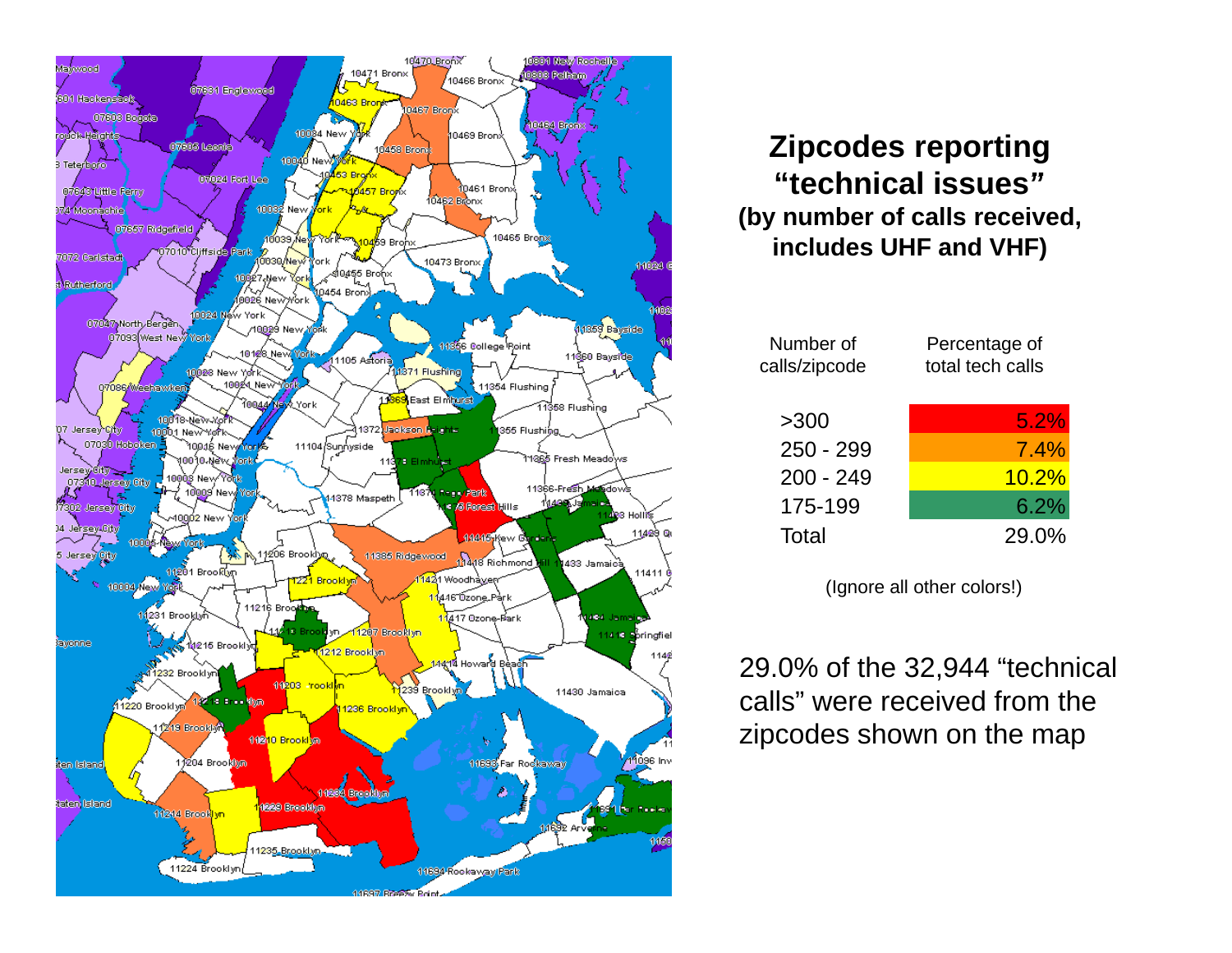## Zipcodes reporting "technical issues"
### (by number of calls received, includes UHF and VHF)

| Number of calls/zipcode | Percentage of total tech calls |
|---|---|
| >300 | 5.2% |
| 250 - 299 | 7.4% |
| 200 - 249 | 10.2% |
| 175-199 | 6.2% |
| Total | 29.0% |

(Ignore all other colors!)

29.0% of the 32,944 "technical calls" were received from the zipcodes shown on the map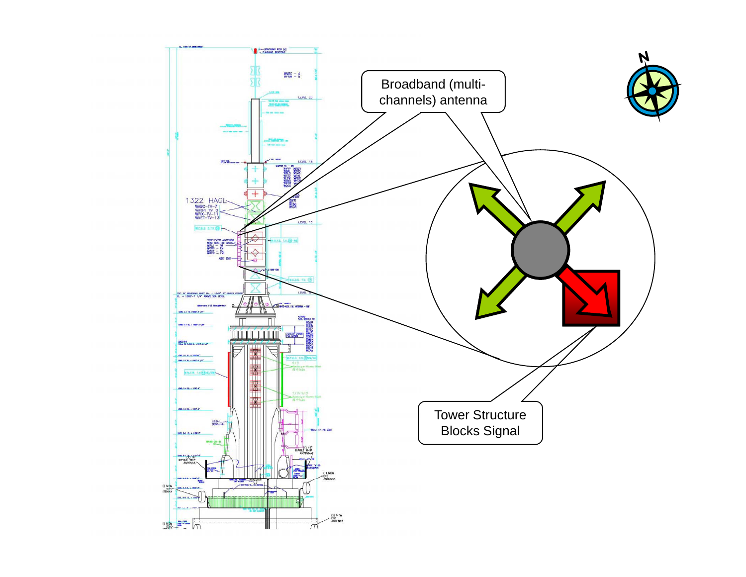Broadband (multi-channels) antenna

Tower Structure Blocks Signal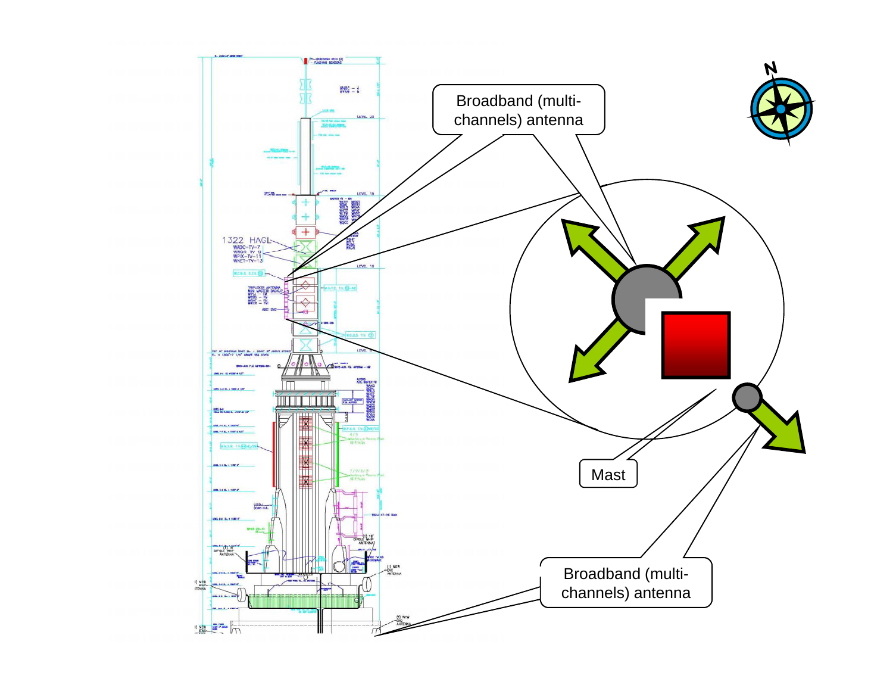Broadband (multi-channels) antenna

1322 HAGL
WABC-TV-7
WWOR TV 9
WPIX-TV-11
WNET-TV-13

Mast

Broadband (multi-channels) antenna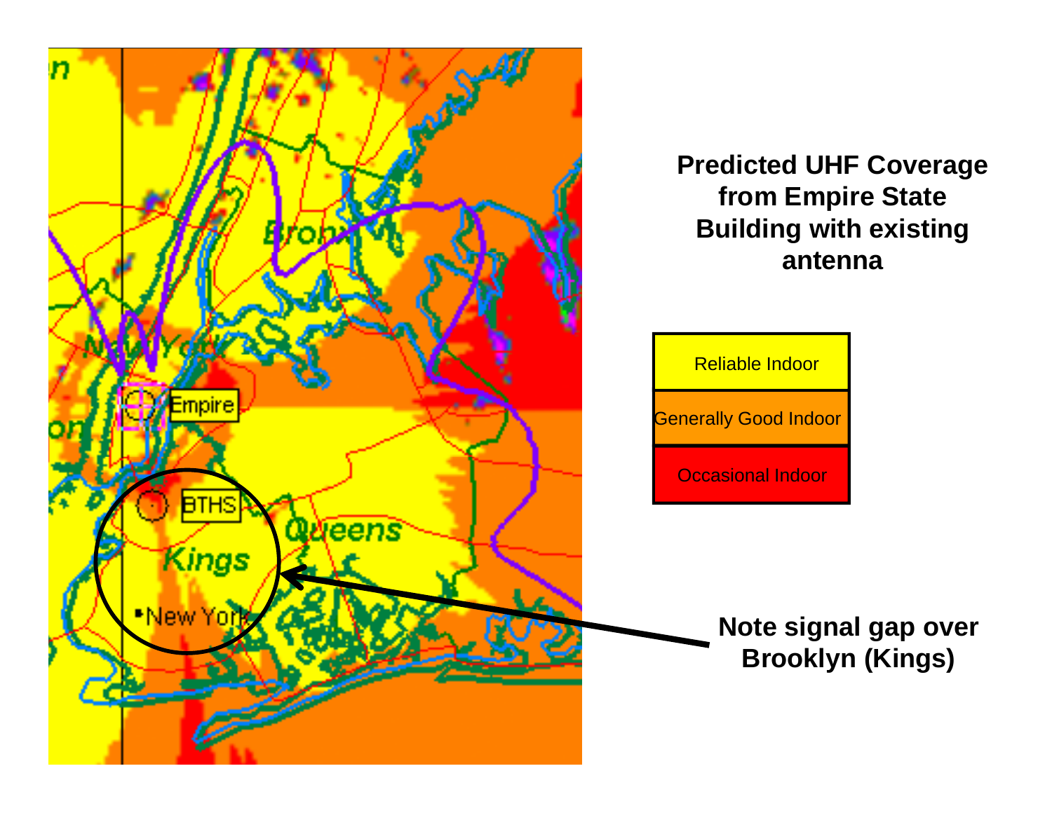**Predicted UHF Coverage from Empire State Building with existing antenna**

| Reliable Indoor |
| --- |
| Generally Good Indoor |
| Occasional Indoor |

**Note signal gap over Brooklyn (Kings)**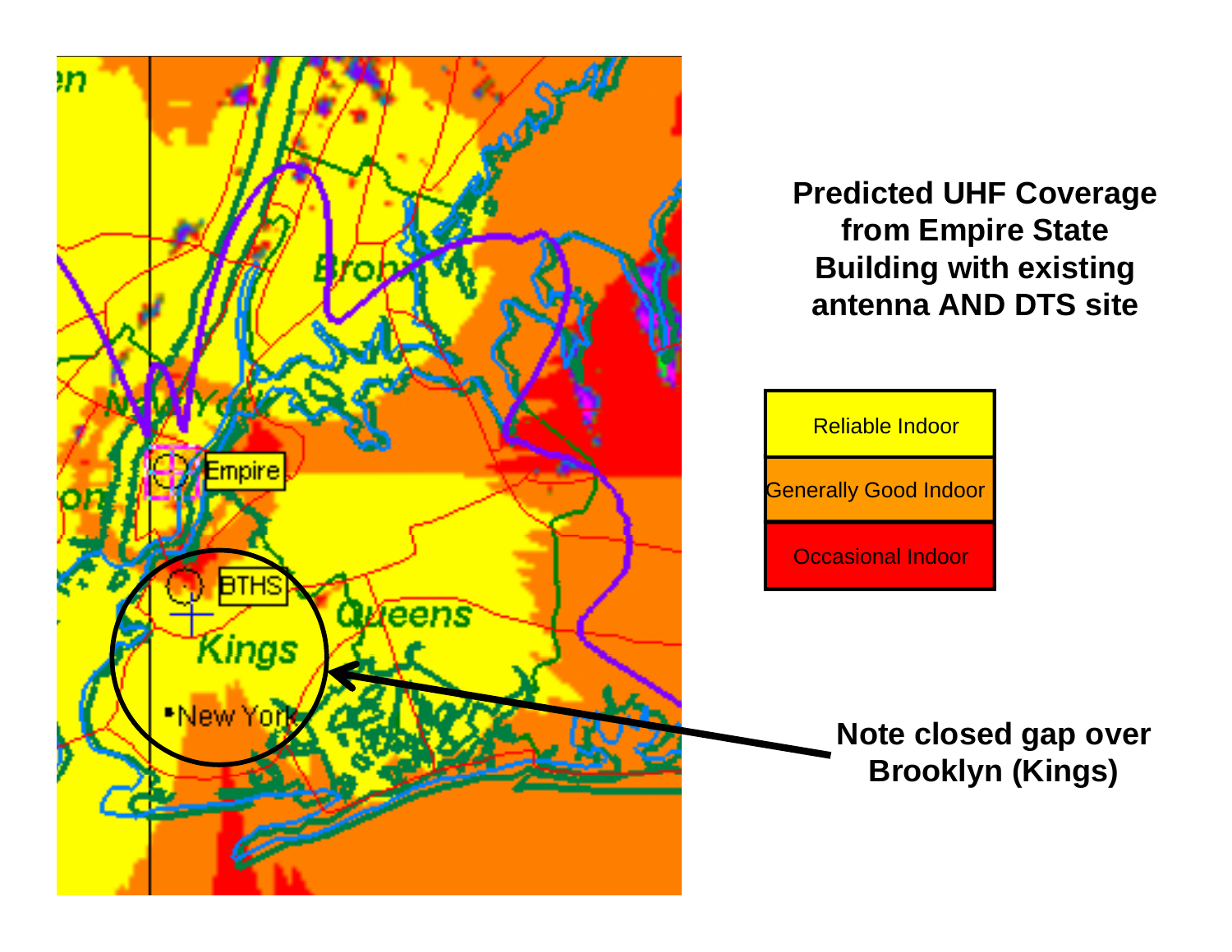**Predicted UHF Coverage from Empire State Building with existing antenna AND DTS site**

Reliable Indoor

Generally Good Indoor

Occasional Indoor

Note closed gap over Brooklyn (Kings)